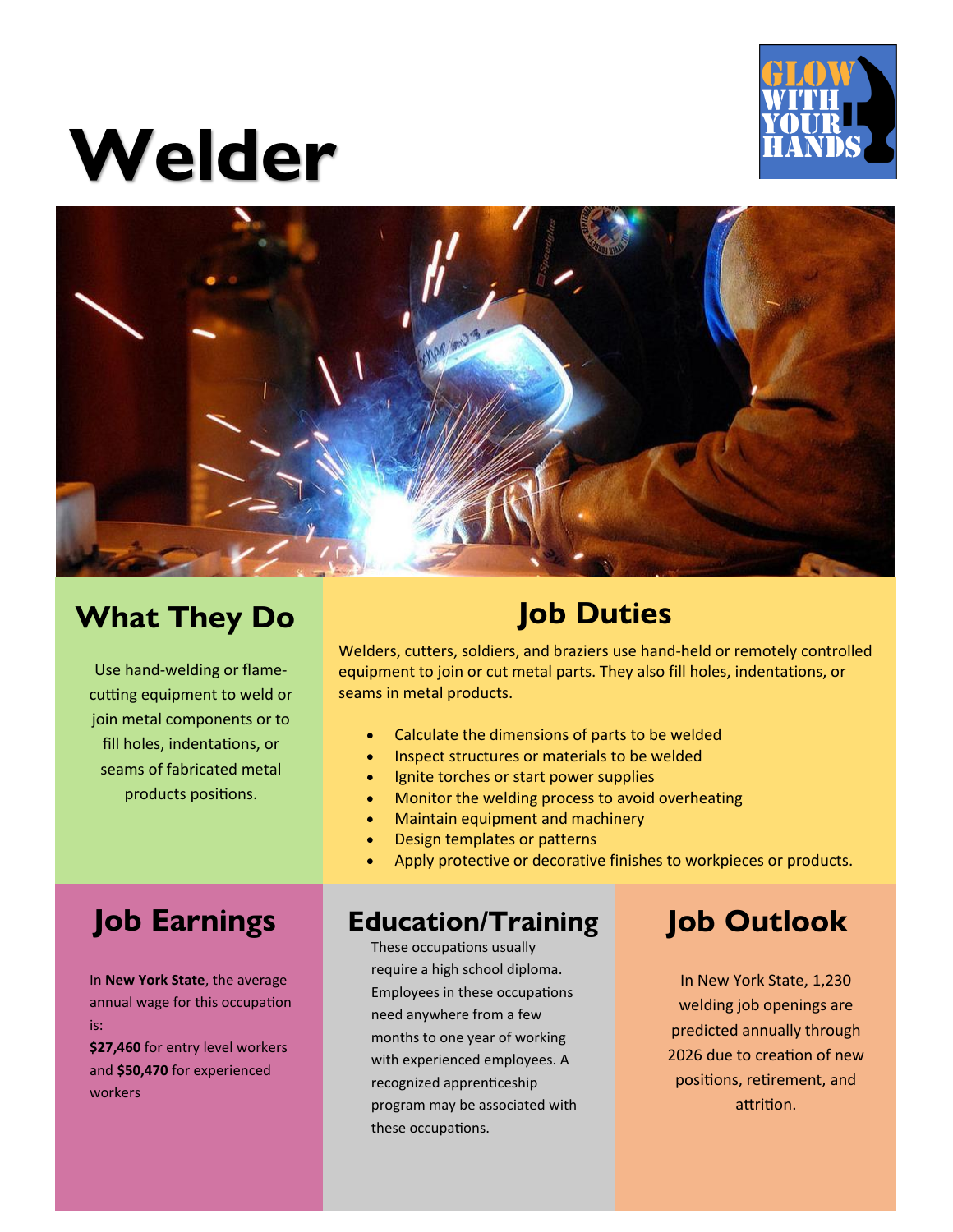# Welder

GLOW WITH YOUR HANDS

## What They Do

Use hand-welding or flame-cutting equipment to weld or join metal components or to fill holes, indentations, or seams of fabricated metal products positions.

## Job Duties

Welders, cutters, soldiers, and braziers use hand-held or remotely controlled equipment to join or cut metal parts. They also fill holes, indentations, or seams in metal products.

- Calculate the dimensions of parts to be welded
- Inspect structures or materials to be welded
- Ignite torches or start power supplies
- Monitor the welding process to avoid overheating
- Maintain equipment and machinery
- Design templates or patterns
- Apply protective or decorative finishes to workpieces or products.

## Job Earnings

In **New York State**, the average annual wage for this occupation is:

**$27,460** for entry level workers and **$50,470** for experienced workers

## Education/Training

These occupations usually require a high school diploma. Employees in these occupations need anywhere from a few months to one year of working with experienced employees. A recognized apprenticeship program may be associated with these occupations.

## Job Outlook

In New York State, 1,230 welding job openings are predicted annually through 2026 due to creation of new positions, retirement, and attrition.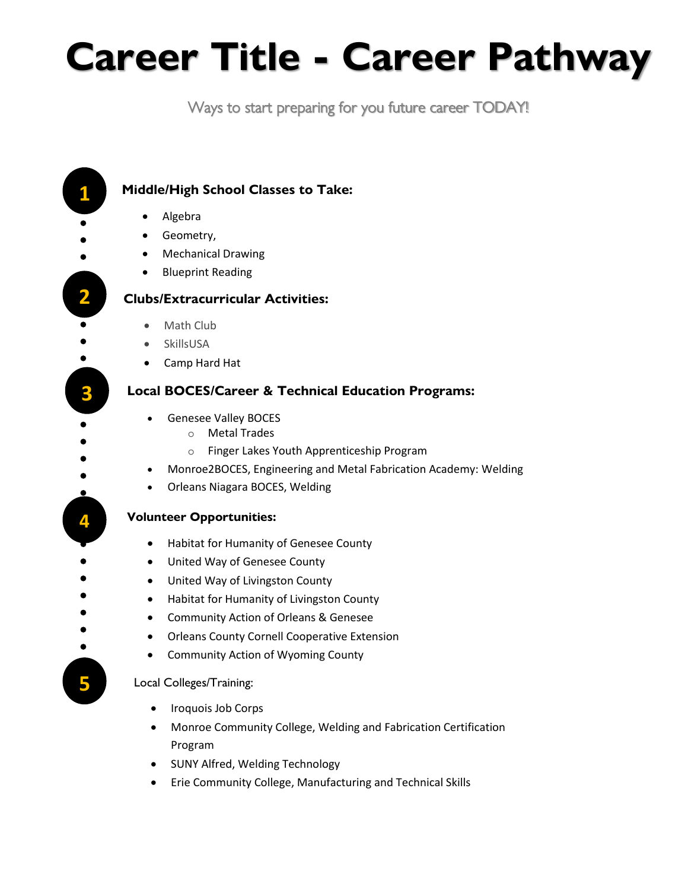# Career Title - Career Pathway

Ways to start preparing for you future career TODAY!

## 1 Middle/High School Classes to Take:

- Algebra
- Geometry,
- Mechanical Drawing
- Blueprint Reading

## 2 Clubs/Extracurricular Activities:

- Math Club
- SkillsUSA
- Camp Hard Hat

## 3 Local BOCES/Career & Technical Education Programs:

- Genesee Valley BOCES
  - Metal Trades
  - Finger Lakes Youth Apprenticeship Program
- Monroe2BOCES, Engineering and Metal Fabrication Academy: Welding
- Orleans Niagara BOCES, Welding

## 4 Volunteer Opportunities:

- Habitat for Humanity of Genesee County
- United Way of Genesee County
- United Way of Livingston County
- Habitat for Humanity of Livingston County
- Community Action of Orleans & Genesee
- Orleans County Cornell Cooperative Extension
- Community Action of Wyoming County

## 5 Local Colleges/Training:

- Iroquois Job Corps
- Monroe Community College, Welding and Fabrication Certification Program
- SUNY Alfred, Welding Technology
- Erie Community College, Manufacturing and Technical Skills